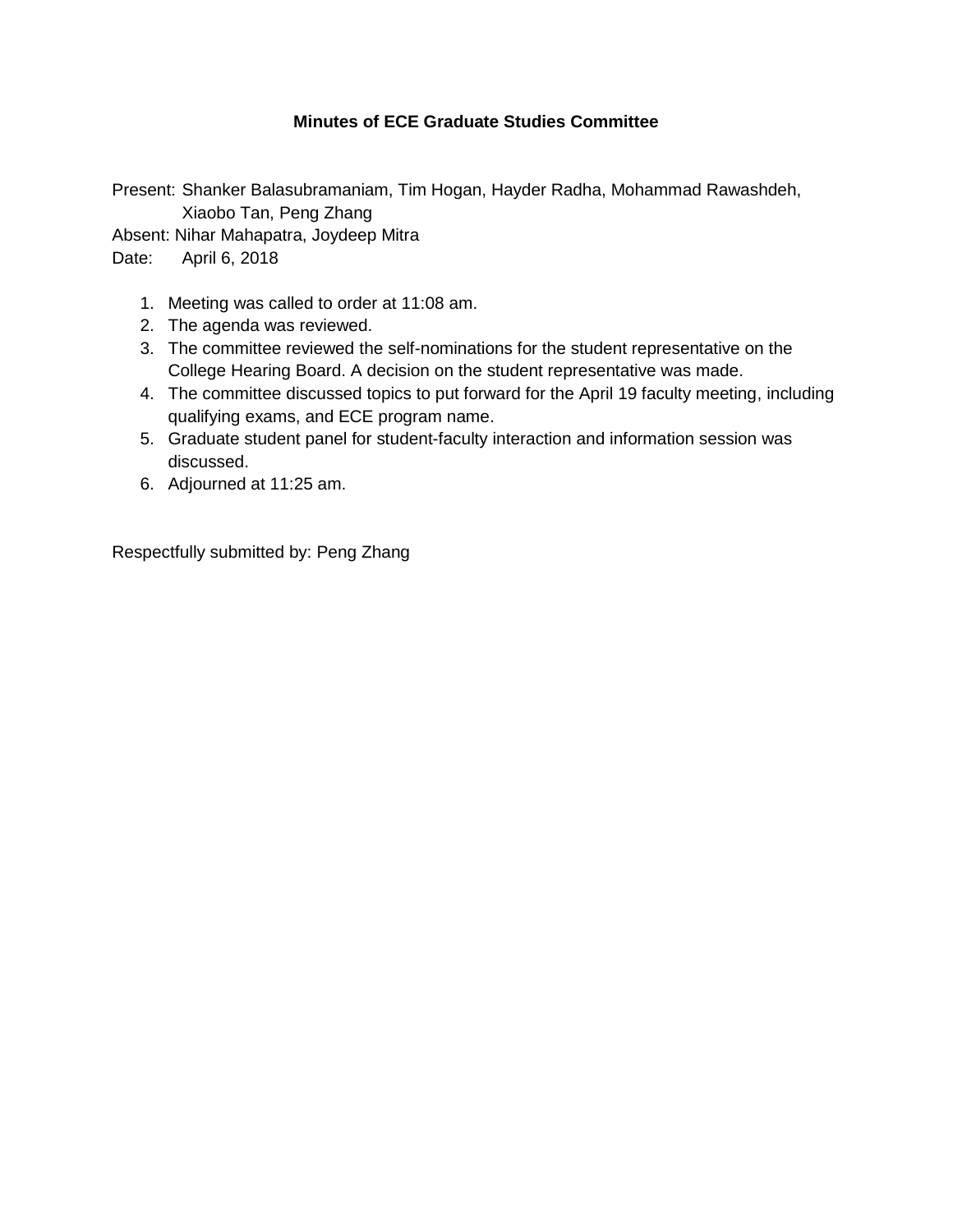# Minutes of ECE Graduate Studies Committee

Present: Shanker Balasubramaniam, Tim Hogan, Hayder Radha, Mohammad Rawashdeh, Xiaobo Tan, Peng Zhang
Absent: Nihar Mahapatra, Joydeep Mitra
Date: April 6, 2018

1. Meeting was called to order at 11:08 am.
2. The agenda was reviewed.
3. The committee reviewed the self-nominations for the student representative on the College Hearing Board. A decision on the student representative was made.
4. The committee discussed topics to put forward for the April 19 faculty meeting, including qualifying exams, and ECE program name.
5. Graduate student panel for student-faculty interaction and information session was discussed.
6. Adjourned at 11:25 am.

Respectfully submitted by: Peng Zhang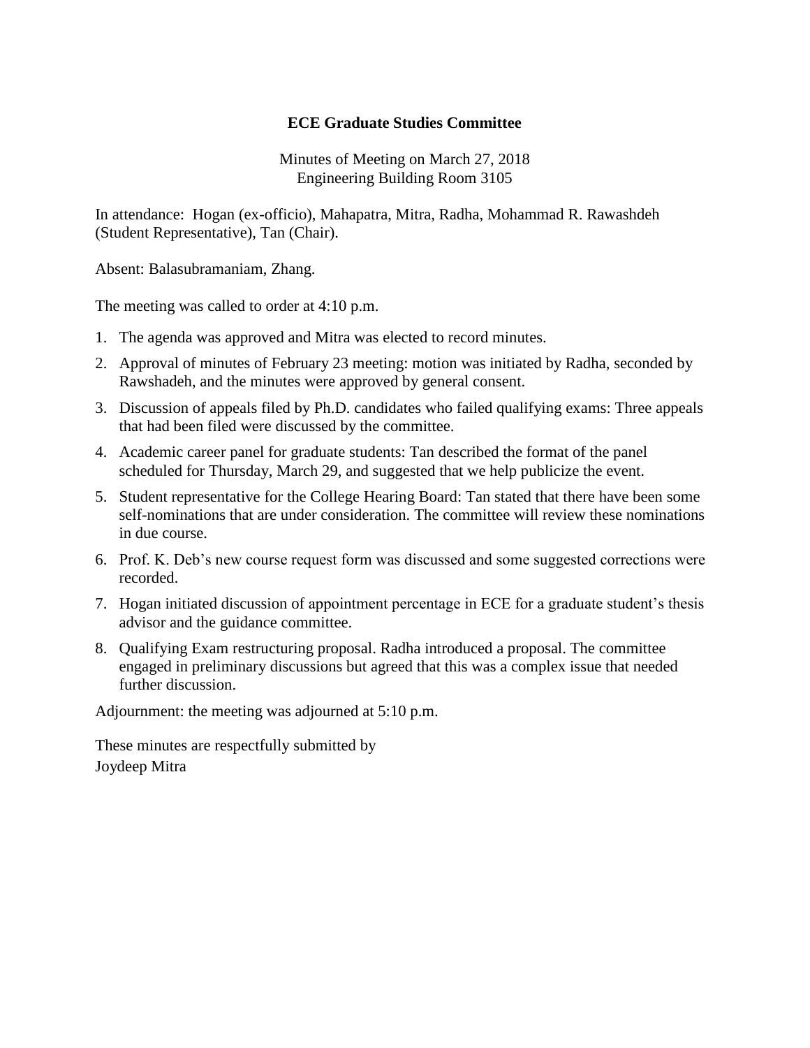**ECE Graduate Studies Committee**

Minutes of Meeting on March 27, 2018
Engineering Building Room 3105

In attendance: Hogan (ex-officio), Mahapatra, Mitra, Radha, Mohammad R. Rawashdeh (Student Representative), Tan (Chair).

Absent: Balasubramaniam, Zhang.

The meeting was called to order at 4:10 p.m.

1. The agenda was approved and Mitra was elected to record minutes.
2. Approval of minutes of February 23 meeting: motion was initiated by Radha, seconded by Rawshadeh, and the minutes were approved by general consent.
3. Discussion of appeals filed by Ph.D. candidates who failed qualifying exams: Three appeals that had been filed were discussed by the committee.
4. Academic career panel for graduate students: Tan described the format of the panel scheduled for Thursday, March 29, and suggested that we help publicize the event.
5. Student representative for the College Hearing Board: Tan stated that there have been some self-nominations that are under consideration. The committee will review these nominations in due course.
6. Prof. K. Deb's new course request form was discussed and some suggested corrections were recorded.
7. Hogan initiated discussion of appointment percentage in ECE for a graduate student's thesis advisor and the guidance committee.
8. Qualifying Exam restructuring proposal. Radha introduced a proposal. The committee engaged in preliminary discussions but agreed that this was a complex issue that needed further discussion.

Adjournment: the meeting was adjourned at 5:10 p.m.

These minutes are respectfully submitted by
Joydeep Mitra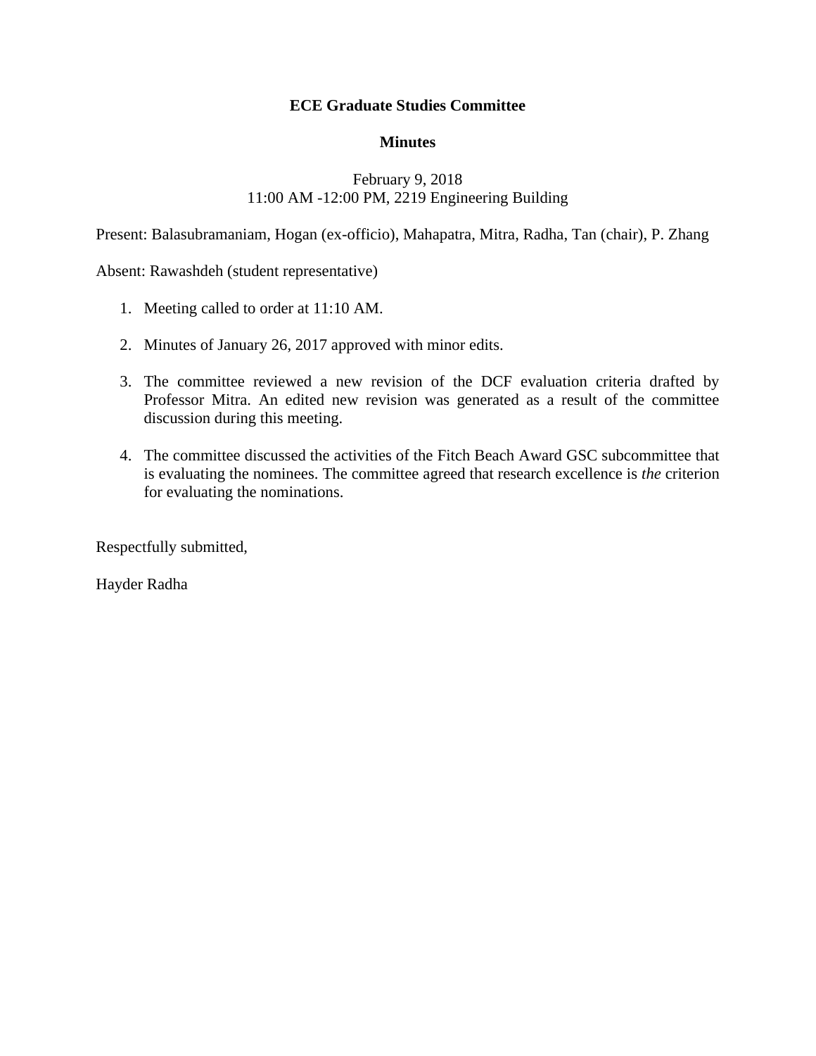**ECE Graduate Studies Committee**

**Minutes**

February 9, 2018
11:00 AM -12:00 PM, 2219 Engineering Building

Present: Balasubramaniam, Hogan (ex-officio), Mahapatra, Mitra, Radha, Tan (chair), P. Zhang

Absent: Rawashdeh (student representative)

1. Meeting called to order at 11:10 AM.

2. Minutes of January 26, 2017 approved with minor edits.

3. The committee reviewed a new revision of the DCF evaluation criteria drafted by Professor Mitra. An edited new revision was generated as a result of the committee discussion during this meeting.

4. The committee discussed the activities of the Fitch Beach Award GSC subcommittee that is evaluating the nominees. The committee agreed that research excellence is *the* criterion for evaluating the nominations.

Respectfully submitted,

Hayder Radha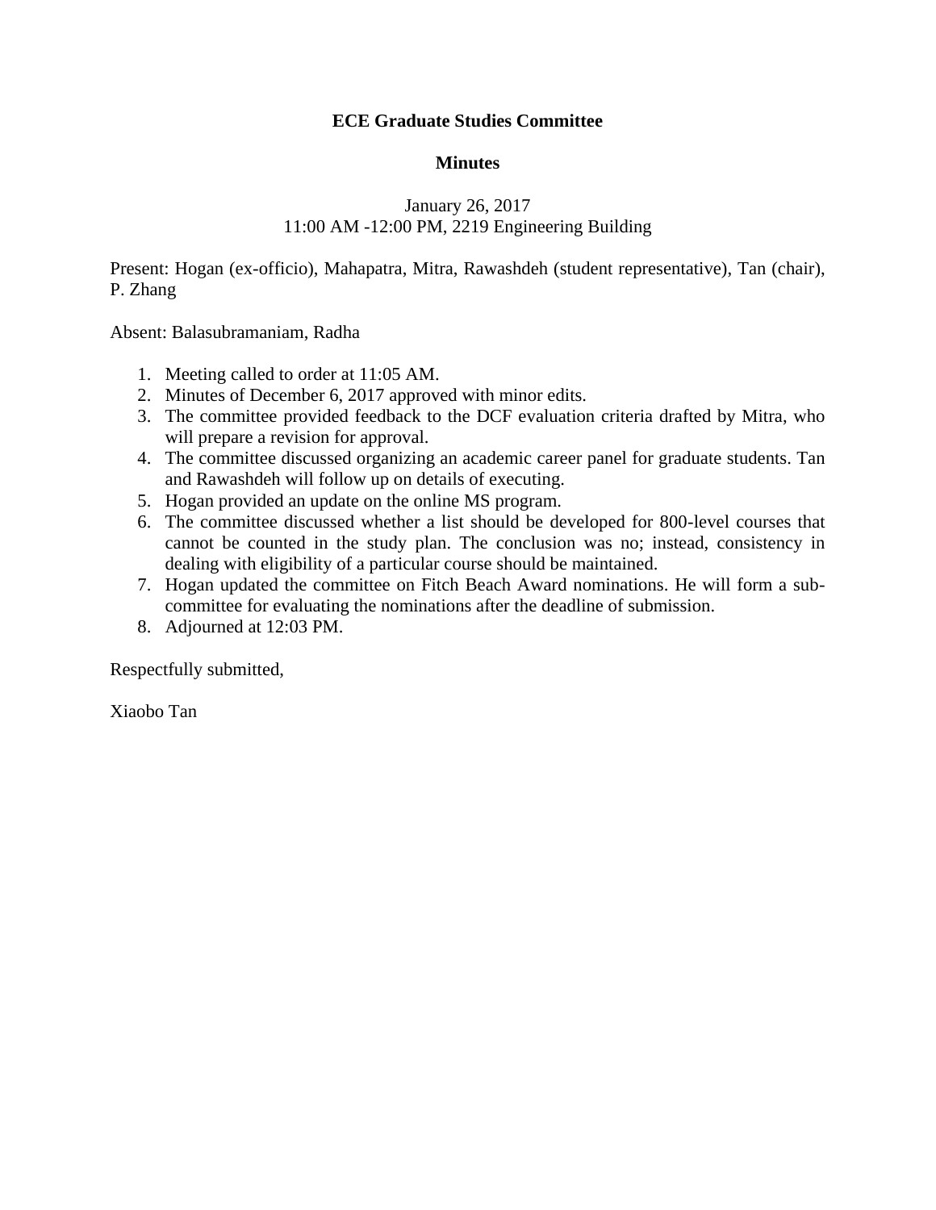**ECE Graduate Studies Committee**

**Minutes**

January 26, 2017
11:00 AM -12:00 PM, 2219 Engineering Building

Present: Hogan (ex-officio), Mahapatra, Mitra, Rawashdeh (student representative), Tan (chair), P. Zhang

Absent: Balasubramaniam, Radha

1. Meeting called to order at 11:05 AM.
2. Minutes of December 6, 2017 approved with minor edits.
3. The committee provided feedback to the DCF evaluation criteria drafted by Mitra, who will prepare a revision for approval.
4. The committee discussed organizing an academic career panel for graduate students. Tan and Rawashdeh will follow up on details of executing.
5. Hogan provided an update on the online MS program.
6. The committee discussed whether a list should be developed for 800-level courses that cannot be counted in the study plan. The conclusion was no; instead, consistency in dealing with eligibility of a particular course should be maintained.
7. Hogan updated the committee on Fitch Beach Award nominations. He will form a sub-committee for evaluating the nominations after the deadline of submission.
8. Adjourned at 12:03 PM.

Respectfully submitted,

Xiaobo Tan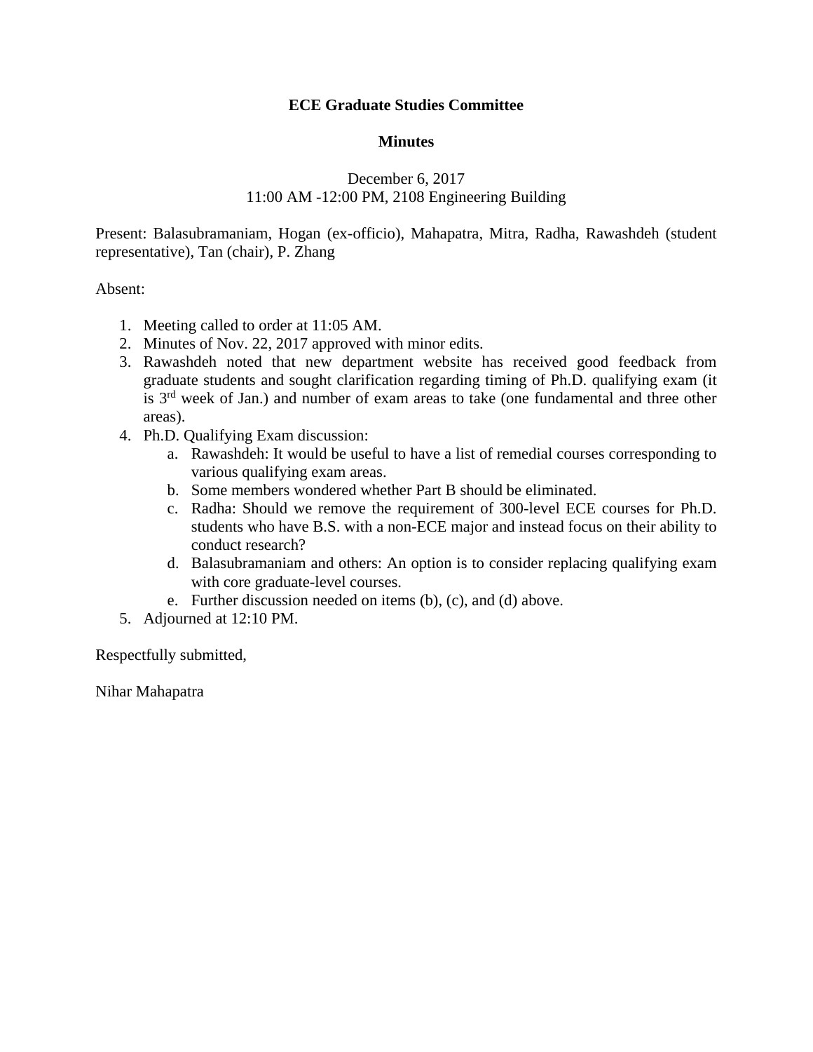**ECE Graduate Studies Committee**

**Minutes**

December 6, 2017
11:00 AM -12:00 PM, 2108 Engineering Building

Present: Balasubramaniam, Hogan (ex-officio), Mahapatra, Mitra, Radha, Rawashdeh (student representative), Tan (chair), P. Zhang

Absent:

1. Meeting called to order at 11:05 AM.
2. Minutes of Nov. 22, 2017 approved with minor edits.
3. Rawashdeh noted that new department website has received good feedback from graduate students and sought clarification regarding timing of Ph.D. qualifying exam (it is 3rd week of Jan.) and number of exam areas to take (one fundamental and three other areas).
4. Ph.D. Qualifying Exam discussion:
   a. Rawashdeh: It would be useful to have a list of remedial courses corresponding to various qualifying exam areas.
   b. Some members wondered whether Part B should be eliminated.
   c. Radha: Should we remove the requirement of 300-level ECE courses for Ph.D. students who have B.S. with a non-ECE major and instead focus on their ability to conduct research?
   d. Balasubramaniam and others: An option is to consider replacing qualifying exam with core graduate-level courses.
   e. Further discussion needed on items (b), (c), and (d) above.
5. Adjourned at 12:10 PM.

Respectfully submitted,

Nihar Mahapatra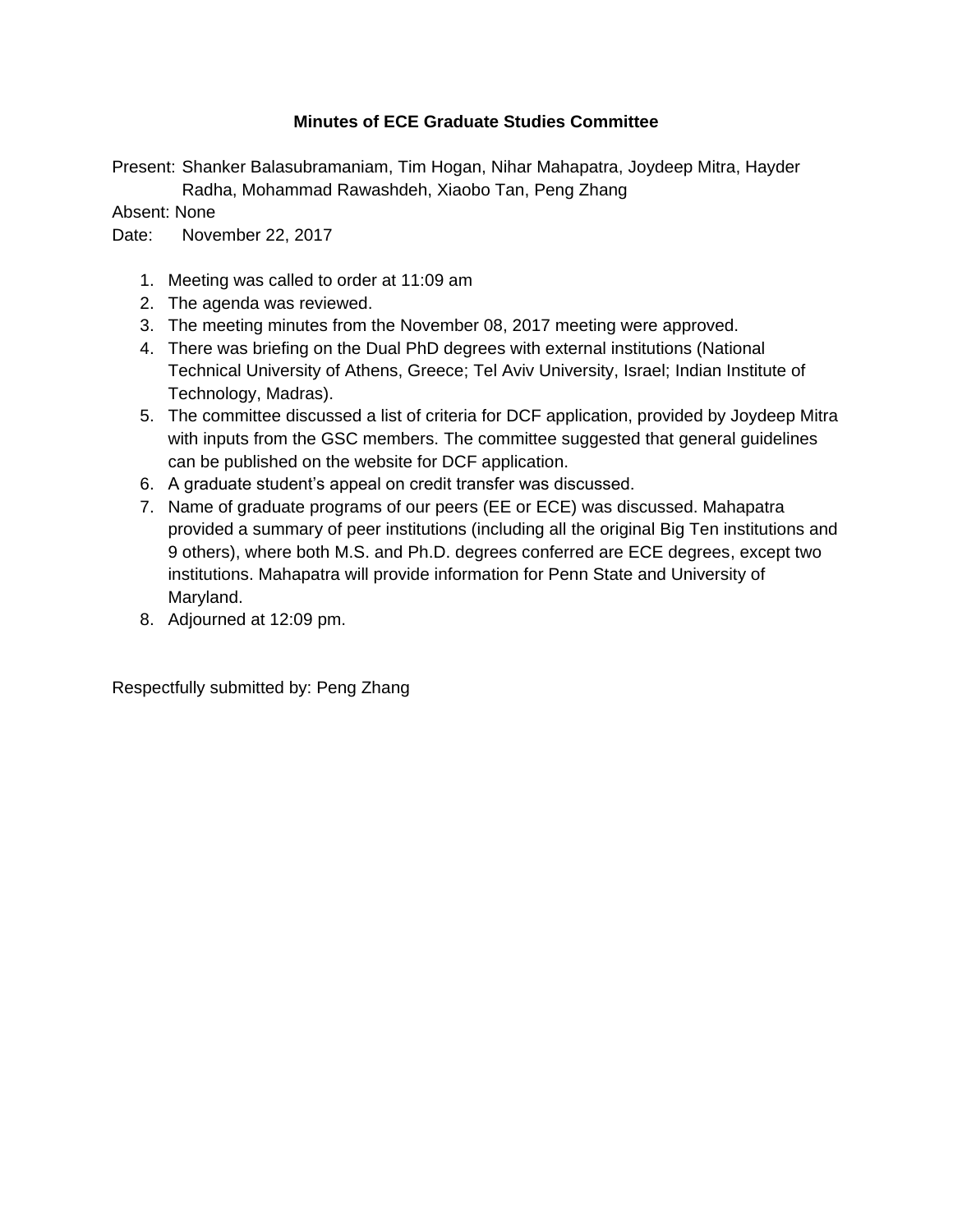**Minutes of ECE Graduate Studies Committee**

Present: Shanker Balasubramaniam, Tim Hogan, Nihar Mahapatra, Joydeep Mitra, Hayder Radha, Mohammad Rawashdeh, Xiaobo Tan, Peng Zhang

Absent: None

Date: November 22, 2017

1. Meeting was called to order at 11:09 am
2. The agenda was reviewed.
3. The meeting minutes from the November 08, 2017 meeting were approved.
4. There was briefing on the Dual PhD degrees with external institutions (National Technical University of Athens, Greece; Tel Aviv University, Israel; Indian Institute of Technology, Madras).
5. The committee discussed a list of criteria for DCF application, provided by Joydeep Mitra with inputs from the GSC members. The committee suggested that general guidelines can be published on the website for DCF application.
6. A graduate student's appeal on credit transfer was discussed.
7. Name of graduate programs of our peers (EE or ECE) was discussed. Mahapatra provided a summary of peer institutions (including all the original Big Ten institutions and 9 others), where both M.S. and Ph.D. degrees conferred are ECE degrees, except two institutions. Mahapatra will provide information for Penn State and University of Maryland.
8. Adjourned at 12:09 pm.

Respectfully submitted by: Peng Zhang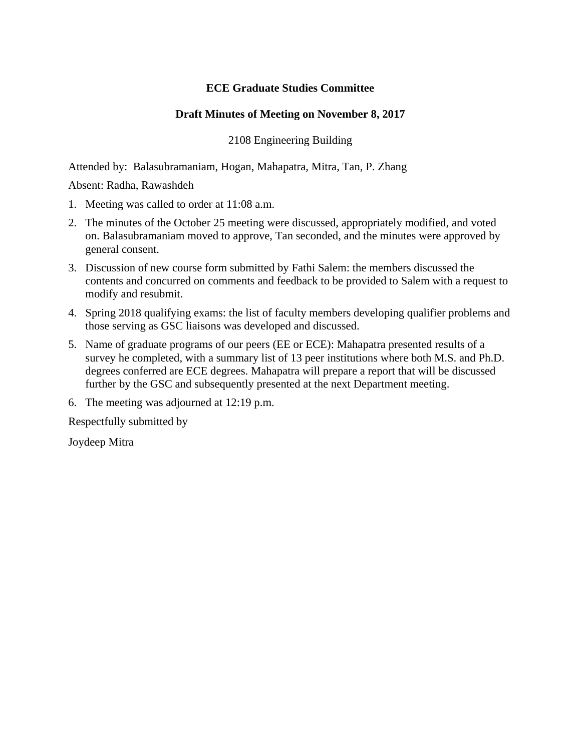**ECE Graduate Studies Committee**

**Draft Minutes of Meeting on November 8, 2017**

2108 Engineering Building

Attended by: Balasubramaniam, Hogan, Mahapatra, Mitra, Tan, P. Zhang

Absent: Radha, Rawashdeh

1. Meeting was called to order at 11:08 a.m.
2. The minutes of the October 25 meeting were discussed, appropriately modified, and voted on. Balasubramaniam moved to approve, Tan seconded, and the minutes were approved by general consent.
3. Discussion of new course form submitted by Fathi Salem: the members discussed the contents and concurred on comments and feedback to be provided to Salem with a request to modify and resubmit.
4. Spring 2018 qualifying exams: the list of faculty members developing qualifier problems and those serving as GSC liaisons was developed and discussed.
5. Name of graduate programs of our peers (EE or ECE): Mahapatra presented results of a survey he completed, with a summary list of 13 peer institutions where both M.S. and Ph.D. degrees conferred are ECE degrees. Mahapatra will prepare a report that will be discussed further by the GSC and subsequently presented at the next Department meeting.
6. The meeting was adjourned at 12:19 p.m.

Respectfully submitted by

Joydeep Mitra